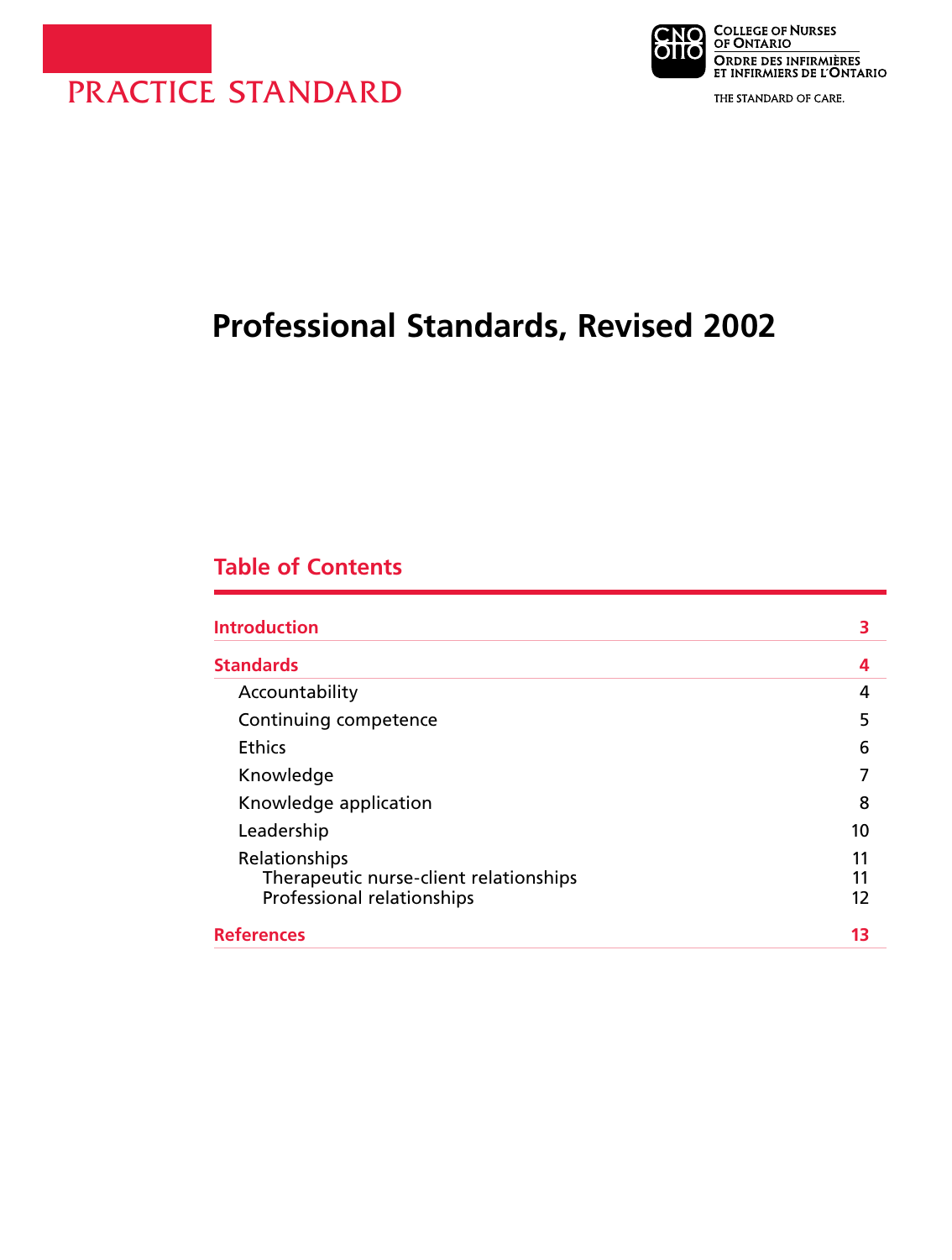PRACTICE STANDARD

College of Nurses of Ontario
Ordre des infirmières et infirmiers de l'Ontario

THE STANDARD OF CARE.

# Professional Standards, Revised 2002

## Table of Contents

| | |
|---|---|
| **Introduction** | **3** |
| **Standards** | **4** |
| Accountability | 4 |
| Continuing competence | 5 |
| Ethics | 6 |
| Knowledge | 7 |
| Knowledge application | 8 |
| Leadership | 10 |
| Relationships | 11 |
| Therapeutic nurse-client relationships | 11 |
| Professional relationships | 12 |
| **References** | **13** |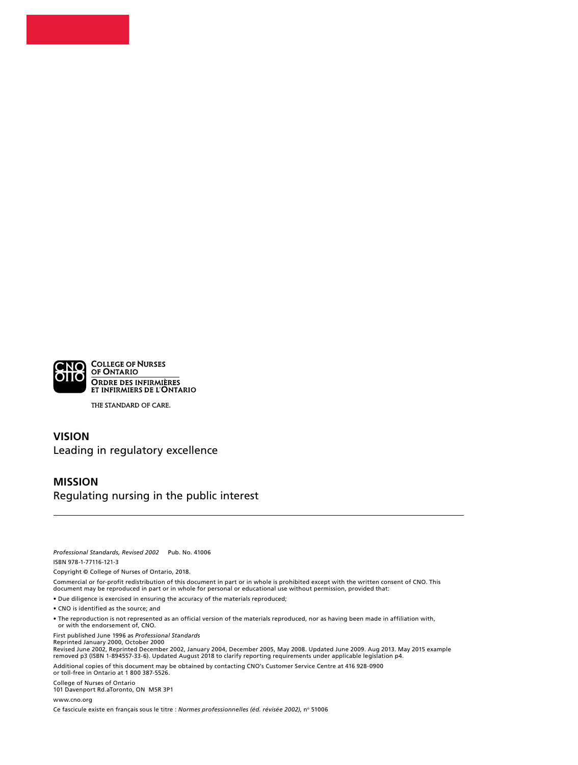College of Nurses of Ontario

Ordre des infirmières et infirmiers de l'Ontario

THE STANDARD OF CARE.

## VISION

Leading in regulatory excellence

## MISSION

Regulating nursing in the public interest

---

*Professional Standards, Revised 2002* Pub. No. 41006

ISBN 978-1-77116-121-3

Copyright © College of Nurses of Ontario, 2018.

Commercial or for-profit redistribution of this document in part or in whole is prohibited except with the written consent of CNO. This document may be reproduced in part or in whole for personal or educational use without permission, provided that:

- Due diligence is exercised in ensuring the accuracy of the materials reproduced;
- CNO is identified as the source; and
- The reproduction is not represented as an official version of the materials reproduced, nor as having been made in affiliation with, or with the endorsement of, CNO.

First published June 1996 as *Professional Standards*
Reprinted January 2000, October 2000
Revised June 2002, Reprinted December 2002, January 2004, December 2005, May 2008. Updated June 2009. Aug 2013. May 2015 example removed p3 (ISBN 1-894557-33-6). Updated August 2018 to clarify reporting requirements under applicable legislation p4.

Additional copies of this document may be obtained by contacting CNO's Customer Service Centre at 416 928-0900 or toll-free in Ontario at 1 800 387-5526.

College of Nurses of Ontario
101 Davenport Rd.aToronto, ON M5R 3P1

www.cno.org

Ce fascicule existe en français sous le titre : *Normes professionnelles (éd. révisée 2002)*, nº 51006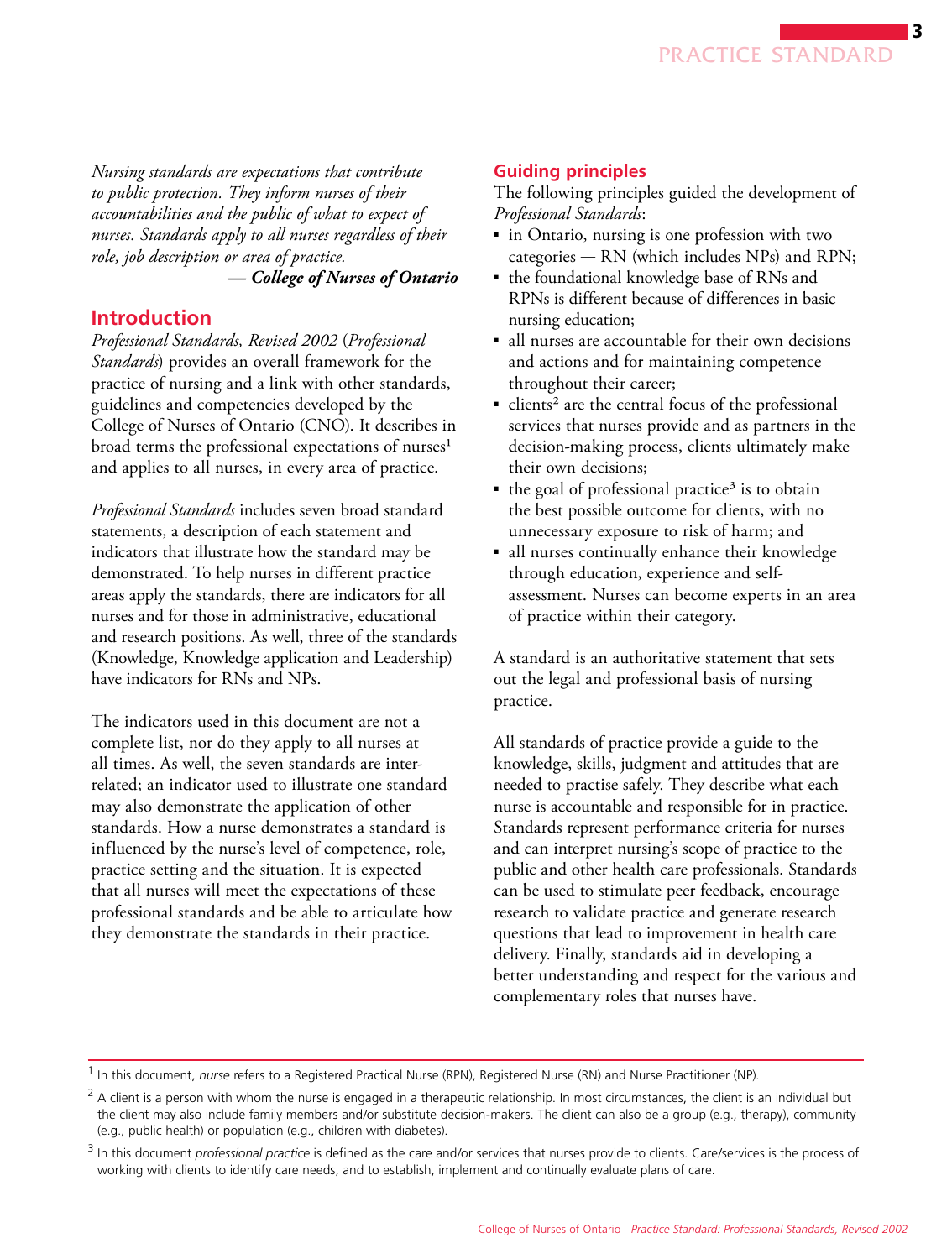*Nursing standards are expectations that contribute to public protection. They inform nurses of their accountabilities and the public of what to expect of nurses. Standards apply to all nurses regardless of their role, job description or area of practice.*

***— College of Nurses of Ontario***

## Introduction

*Professional Standards, Revised 2002* (*Professional Standards*) provides an overall framework for the practice of nursing and a link with other standards, guidelines and competencies developed by the College of Nurses of Ontario (CNO). It describes in broad terms the professional expectations of nurses[1] and applies to all nurses, in every area of practice.

*Professional Standards* includes seven broad standard statements, a description of each statement and indicators that illustrate how the standard may be demonstrated. To help nurses in different practice areas apply the standards, there are indicators for all nurses and for those in administrative, educational and research positions. As well, three of the standards (Knowledge, Knowledge application and Leadership) have indicators for RNs and NPs.

The indicators used in this document are not a complete list, nor do they apply to all nurses at all times. As well, the seven standards are inter-related; an indicator used to illustrate one standard may also demonstrate the application of other standards. How a nurse demonstrates a standard is influenced by the nurse's level of competence, role, practice setting and the situation. It is expected that all nurses will meet the expectations of these professional standards and be able to articulate how they demonstrate the standards in their practice.

## Guiding principles

The following principles guided the development of *Professional Standards*:

- in Ontario, nursing is one profession with two categories — RN (which includes NPs) and RPN;
- the foundational knowledge base of RNs and RPNs is different because of differences in basic nursing education;
- all nurses are accountable for their own decisions and actions and for maintaining competence throughout their career;
- clients[2] are the central focus of the professional services that nurses provide and as partners in the decision-making process, clients ultimately make their own decisions;
- the goal of professional practice[3] is to obtain the best possible outcome for clients, with no unnecessary exposure to risk of harm; and
- all nurses continually enhance their knowledge through education, experience and self-assessment. Nurses can become experts in an area of practice within their category.

A standard is an authoritative statement that sets out the legal and professional basis of nursing practice.

All standards of practice provide a guide to the knowledge, skills, judgment and attitudes that are needed to practise safely. They describe what each nurse is accountable and responsible for in practice. Standards represent performance criteria for nurses and can interpret nursing's scope of practice to the public and other health care professionals. Standards can be used to stimulate peer feedback, encourage research to validate practice and generate research questions that lead to improvement in health care delivery. Finally, standards aid in developing a better understanding and respect for the various and complementary roles that nurses have.

---

[1] In this document, *nurse* refers to a Registered Practical Nurse (RPN), Registered Nurse (RN) and Nurse Practitioner (NP).

[2] A client is a person with whom the nurse is engaged in a therapeutic relationship. In most circumstances, the client is an individual but the client may also include family members and/or substitute decision-makers. The client can also be a group (e.g., therapy), community (e.g., public health) or population (e.g., children with diabetes).

[3] In this document *professional practice* is defined as the care and/or services that nurses provide to clients. Care/services is the process of working with clients to identify care needs, and to establish, implement and continually evaluate plans of care.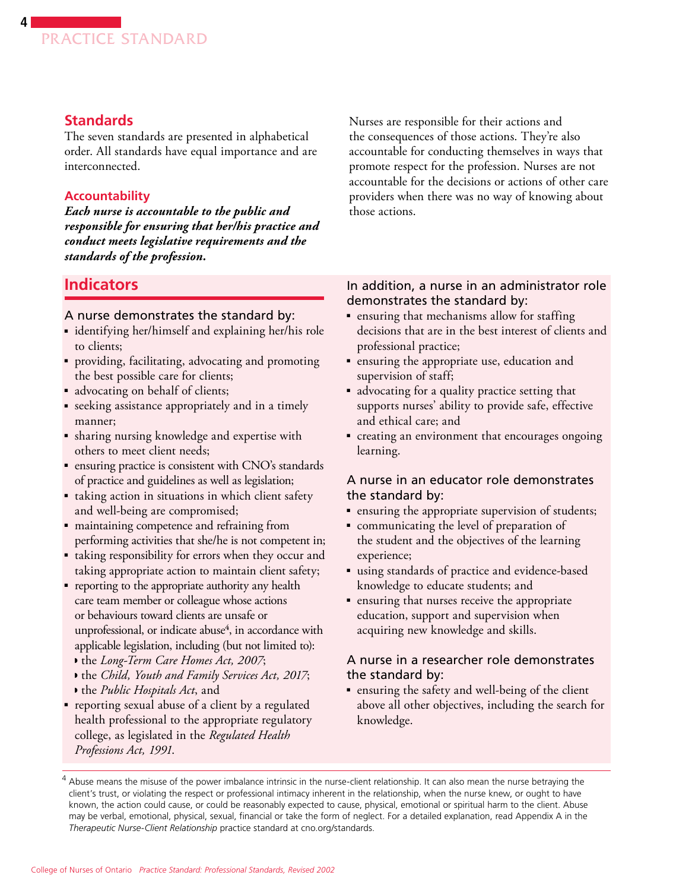## Standards

The seven standards are presented in alphabetical order. All standards have equal importance and are interconnected.

### Accountability

***Each nurse is accountable to the public and responsible for ensuring that her/his practice and conduct meets legislative requirements and the standards of the profession.***

Nurses are responsible for their actions and the consequences of those actions. They're also accountable for conducting themselves in ways that promote respect for the profession. Nurses are not accountable for the decisions or actions of other care providers when there was no way of knowing about those actions.

## Indicators

A nurse demonstrates the standard by:

- identifying her/himself and explaining her/his role to clients;
- providing, facilitating, advocating and promoting the best possible care for clients;
- advocating on behalf of clients;
- seeking assistance appropriately and in a timely manner;
- sharing nursing knowledge and expertise with others to meet client needs;
- ensuring practice is consistent with CNO's standards of practice and guidelines as well as legislation;
- taking action in situations in which client safety and well-being are compromised;
- maintaining competence and refraining from performing activities that she/he is not competent in;
- taking responsibility for errors when they occur and taking appropriate action to maintain client safety;
- reporting to the appropriate authority any health care team member or colleague whose actions or behaviours toward clients are unsafe or unprofessional, or indicate abuse[4], in accordance with applicable legislation, including (but not limited to):
  - the *Long-Term Care Homes Act, 2007*;
  - the *Child, Youth and Family Services Act, 2017*;
  - the *Public Hospitals Act*, and
- reporting sexual abuse of a client by a regulated health professional to the appropriate regulatory college, as legislated in the *Regulated Health Professions Act, 1991*.

In addition, a nurse in an administrator role demonstrates the standard by:

- ensuring that mechanisms allow for staffing decisions that are in the best interest of clients and professional practice;
- ensuring the appropriate use, education and supervision of staff;
- advocating for a quality practice setting that supports nurses' ability to provide safe, effective and ethical care; and
- creating an environment that encourages ongoing learning.

A nurse in an educator role demonstrates the standard by:

- ensuring the appropriate supervision of students;
- communicating the level of preparation of the student and the objectives of the learning experience;
- using standards of practice and evidence-based knowledge to educate students; and
- ensuring that nurses receive the appropriate education, support and supervision when acquiring new knowledge and skills.

A nurse in a researcher role demonstrates the standard by:

- ensuring the safety and well-being of the client above all other objectives, including the search for knowledge.

[4] Abuse means the misuse of the power imbalance intrinsic in the nurse-client relationship. It can also mean the nurse betraying the client's trust, or violating the respect or professional intimacy inherent in the relationship, when the nurse knew, or ought to have known, the action could cause, or could be reasonably expected to cause, physical, emotional or spiritual harm to the client. Abuse may be verbal, emotional, physical, sexual, financial or take the form of neglect. For a detailed explanation, read Appendix A in the *Therapeutic Nurse-Client Relationship* practice standard at cno.org/standards.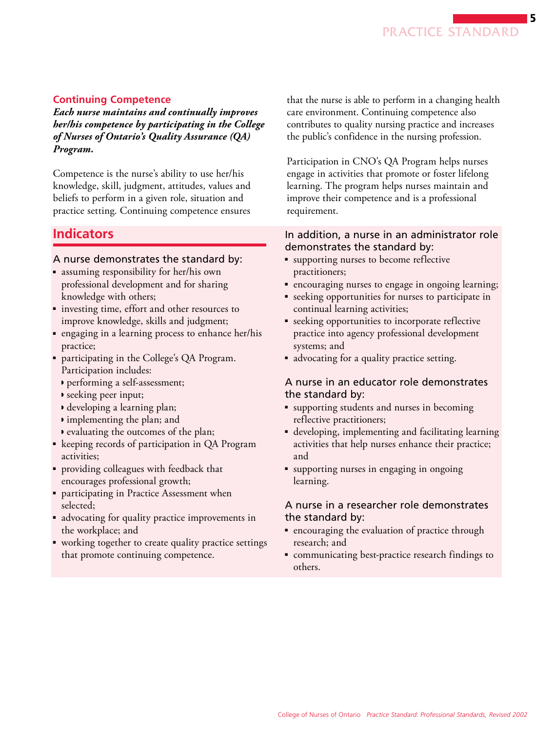## Continuing Competence

***Each nurse maintains and continually improves her/his competence by participating in the College of Nurses of Ontario's Quality Assurance (QA) Program.***

Competence is the nurse's ability to use her/his knowledge, skill, judgment, attitudes, values and beliefs to perform in a given role, situation and practice setting. Continuing competence ensures that the nurse is able to perform in a changing health care environment. Continuing competence also contributes to quality nursing practice and increases the public's confidence in the nursing profession.

Participation in CNO's QA Program helps nurses engage in activities that promote or foster lifelong learning. The program helps nurses maintain and improve their competence and is a professional requirement.

## Indicators

### A nurse demonstrates the standard by:

- assuming responsibility for her/his own professional development and for sharing knowledge with others;
- investing time, effort and other resources to improve knowledge, skills and judgment;
- engaging in a learning process to enhance her/his practice;
- participating in the College's QA Program. Participation includes:
  - performing a self-assessment;
  - seeking peer input;
  - developing a learning plan;
  - implementing the plan; and
  - evaluating the outcomes of the plan;
- keeping records of participation in QA Program activities;
- providing colleagues with feedback that encourages professional growth;
- participating in Practice Assessment when selected;
- advocating for quality practice improvements in the workplace; and
- working together to create quality practice settings that promote continuing competence.

### In addition, a nurse in an administrator role demonstrates the standard by:

- supporting nurses to become reflective practitioners;
- encouraging nurses to engage in ongoing learning;
- seeking opportunities for nurses to participate in continual learning activities;
- seeking opportunities to incorporate reflective practice into agency professional development systems; and
- advocating for a quality practice setting.

### A nurse in an educator role demonstrates the standard by:

- supporting students and nurses in becoming reflective practitioners;
- developing, implementing and facilitating learning activities that help nurses enhance their practice; and
- supporting nurses in engaging in ongoing learning.

### A nurse in a researcher role demonstrates the standard by:

- encouraging the evaluation of practice through research; and
- communicating best-practice research findings to others.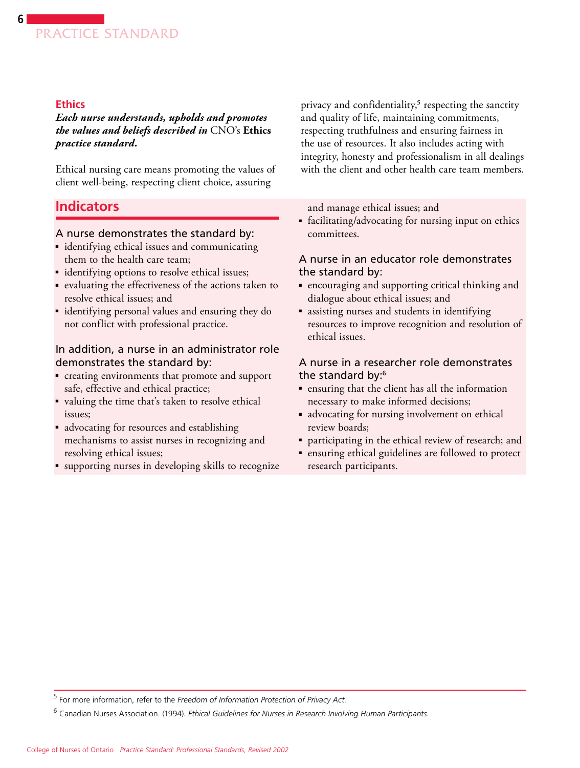## Ethics

***Each nurse understands, upholds and promotes the values and beliefs described in*** CNO's **Ethics** ***practice standard.***

Ethical nursing care means promoting the values of client well-being, respecting client choice, assuring privacy and confidentiality,[5] respecting the sanctity and quality of life, maintaining commitments, respecting truthfulness and ensuring fairness in the use of resources. It also includes acting with integrity, honesty and professionalism in all dealings with the client and other health care team members.

## Indicators

A nurse demonstrates the standard by:

- identifying ethical issues and communicating them to the health care team;
- identifying options to resolve ethical issues;
- evaluating the effectiveness of the actions taken to resolve ethical issues; and
- identifying personal values and ensuring they do not conflict with professional practice.

In addition, a nurse in an administrator role demonstrates the standard by:

- creating environments that promote and support safe, effective and ethical practice;
- valuing the time that's taken to resolve ethical issues;
- advocating for resources and establishing mechanisms to assist nurses in recognizing and resolving ethical issues;
- supporting nurses in developing skills to recognize and manage ethical issues; and
- facilitating/advocating for nursing input on ethics committees.

A nurse in an educator role demonstrates the standard by:

- encouraging and supporting critical thinking and dialogue about ethical issues; and
- assisting nurses and students in identifying resources to improve recognition and resolution of ethical issues.

A nurse in a researcher role demonstrates the standard by:[6]

- ensuring that the client has all the information necessary to make informed decisions;
- advocating for nursing involvement on ethical review boards;
- participating in the ethical review of research; and
- ensuring ethical guidelines are followed to protect research participants.

---

[5] For more information, refer to the *Freedom of Information Protection of Privacy Act.*

[6] Canadian Nurses Association. (1994). *Ethical Guidelines for Nurses in Research Involving Human Participants*.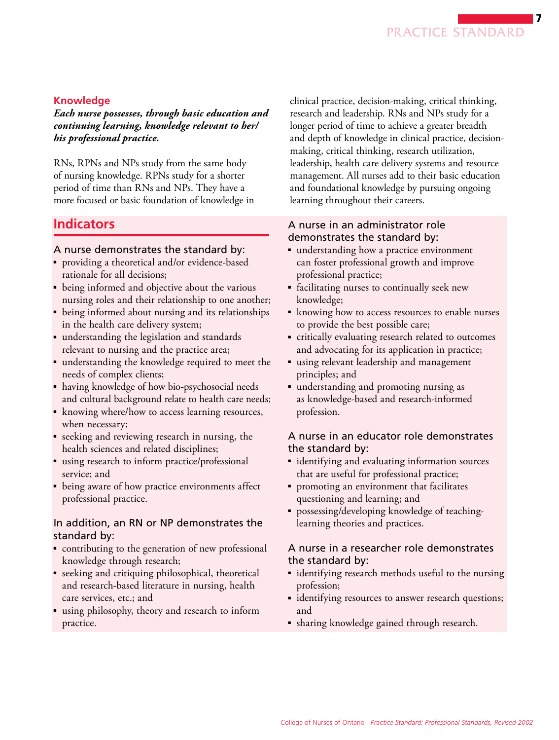## Knowledge

***Each nurse possesses, through basic education and continuing learning, knowledge relevant to her/his professional practice.***

RNs, RPNs and NPs study from the same body of nursing knowledge. RPNs study for a shorter period of time than RNs and NPs. They have a more focused or basic foundation of knowledge in clinical practice, decision-making, critical thinking, research and leadership. RNs and NPs study for a longer period of time to achieve a greater breadth and depth of knowledge in clinical practice, decision-making, critical thinking, research utilization, leadership, health care delivery systems and resource management. All nurses add to their basic education and foundational knowledge by pursuing ongoing learning throughout their careers.

## Indicators

### A nurse demonstrates the standard by:

- providing a theoretical and/or evidence-based rationale for all decisions;
- being informed and objective about the various nursing roles and their relationship to one another;
- being informed about nursing and its relationships in the health care delivery system;
- understanding the legislation and standards relevant to nursing and the practice area;
- understanding the knowledge required to meet the needs of complex clients;
- having knowledge of how bio-psychosocial needs and cultural background relate to health care needs;
- knowing where/how to access learning resources, when necessary;
- seeking and reviewing research in nursing, the health sciences and related disciplines;
- using research to inform practice/professional service; and
- being aware of how practice environments affect professional practice.

### In addition, an RN or NP demonstrates the standard by:

- contributing to the generation of new professional knowledge through research;
- seeking and critiquing philosophical, theoretical and research-based literature in nursing, health care services, etc.; and
- using philosophy, theory and research to inform practice.

### A nurse in an administrator role demonstrates the standard by:

- understanding how a practice environment can foster professional growth and improve professional practice;
- facilitating nurses to continually seek new knowledge;
- knowing how to access resources to enable nurses to provide the best possible care;
- critically evaluating research related to outcomes and advocating for its application in practice;
- using relevant leadership and management principles; and
- understanding and promoting nursing as as knowledge-based and research-informed profession.

### A nurse in an educator role demonstrates the standard by:

- identifying and evaluating information sources that are useful for professional practice;
- promoting an environment that facilitates questioning and learning; and
- possessing/developing knowledge of teaching-learning theories and practices.

### A nurse in a researcher role demonstrates the standard by:

- identifying research methods useful to the nursing profession;
- identifying resources to answer research questions; and
- sharing knowledge gained through research.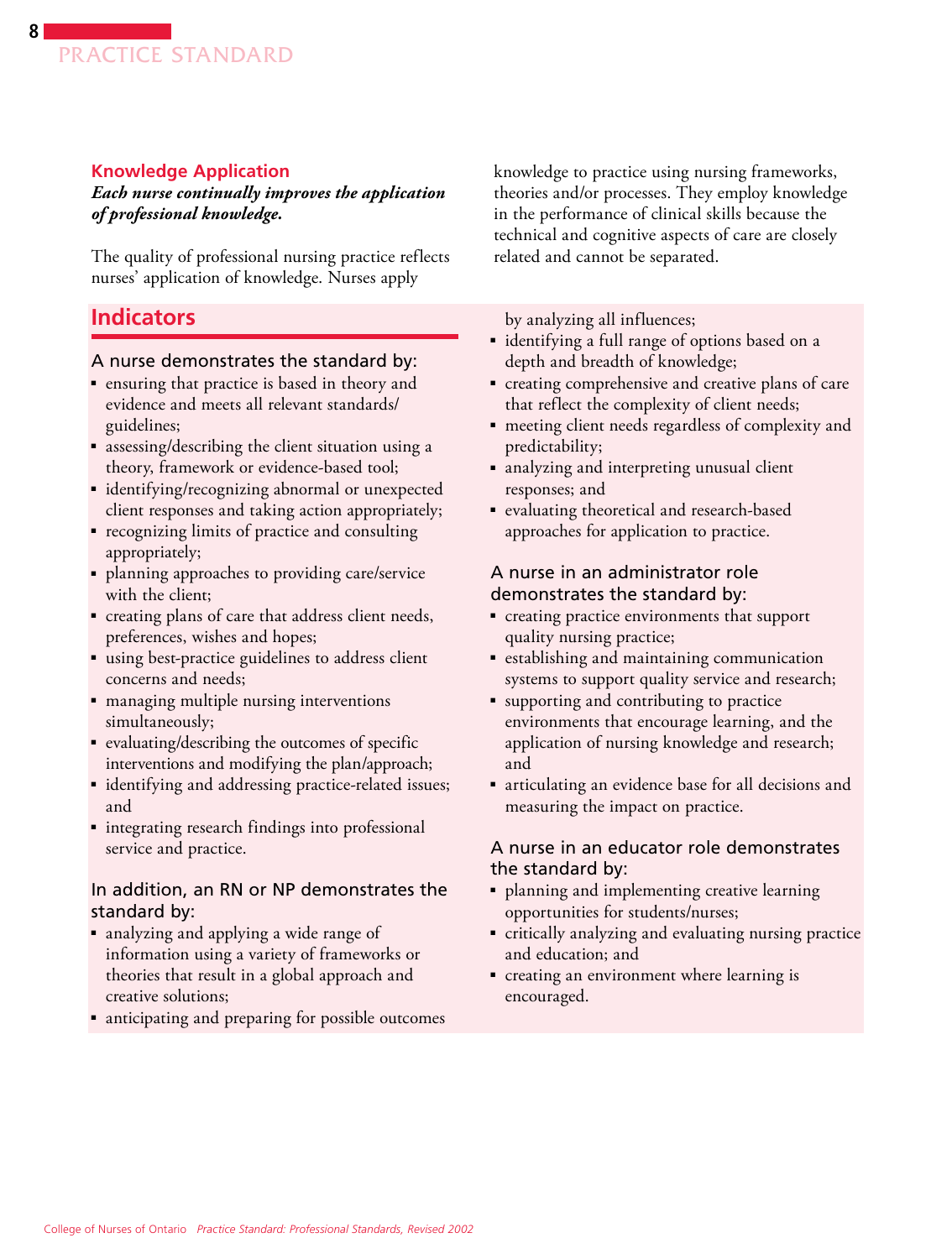## Knowledge Application

***Each nurse continually improves the application of professional knowledge.***

The quality of professional nursing practice reflects nurses' application of knowledge. Nurses apply knowledge to practice using nursing frameworks, theories and/or processes. They employ knowledge in the performance of clinical skills because the technical and cognitive aspects of care are closely related and cannot be separated.

### Indicators

#### A nurse demonstrates the standard by:

- ensuring that practice is based in theory and evidence and meets all relevant standards/ guidelines;
- assessing/describing the client situation using a theory, framework or evidence-based tool;
- identifying/recognizing abnormal or unexpected client responses and taking action appropriately;
- recognizing limits of practice and consulting appropriately;
- planning approaches to providing care/service with the client;
- creating plans of care that address client needs, preferences, wishes and hopes;
- using best-practice guidelines to address client concerns and needs;
- managing multiple nursing interventions simultaneously;
- evaluating/describing the outcomes of specific interventions and modifying the plan/approach;
- identifying and addressing practice-related issues; and
- integrating research findings into professional service and practice.

#### In addition, an RN or NP demonstrates the standard by:

- analyzing and applying a wide range of information using a variety of frameworks or theories that result in a global approach and creative solutions;
- anticipating and preparing for possible outcomes by analyzing all influences;
- identifying a full range of options based on a depth and breadth of knowledge;
- creating comprehensive and creative plans of care that reflect the complexity of client needs;
- meeting client needs regardless of complexity and predictability;
- analyzing and interpreting unusual client responses; and
- evaluating theoretical and research-based approaches for application to practice.

#### A nurse in an administrator role demonstrates the standard by:

- creating practice environments that support quality nursing practice;
- establishing and maintaining communication systems to support quality service and research;
- supporting and contributing to practice environments that encourage learning, and the application of nursing knowledge and research; and
- articulating an evidence base for all decisions and measuring the impact on practice.

#### A nurse in an educator role demonstrates the standard by:

- planning and implementing creative learning opportunities for students/nurses;
- critically analyzing and evaluating nursing practice and education; and
- creating an environment where learning is encouraged.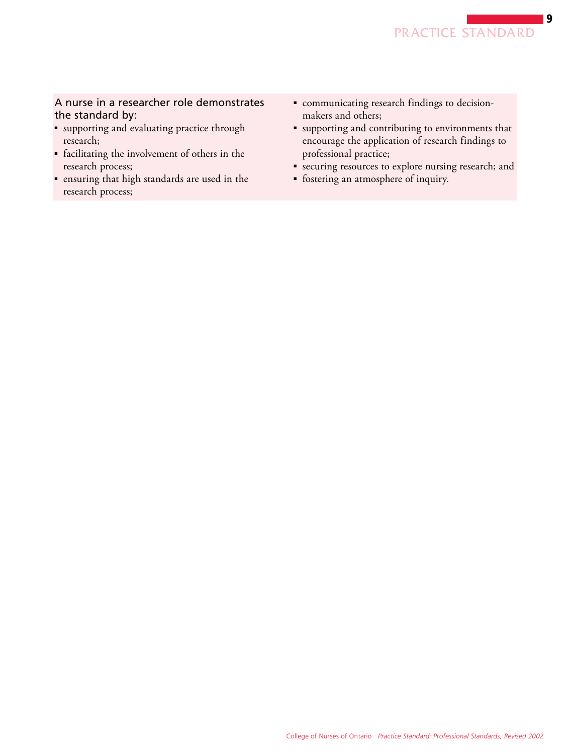A nurse in a researcher role demonstrates the standard by:

- supporting and evaluating practice through research;
- facilitating the involvement of others in the research process;
- ensuring that high standards are used in the research process;
- communicating research findings to decision-makers and others;
- supporting and contributing to environments that encourage the application of research findings to professional practice;
- securing resources to explore nursing research; and
- fostering an atmosphere of inquiry.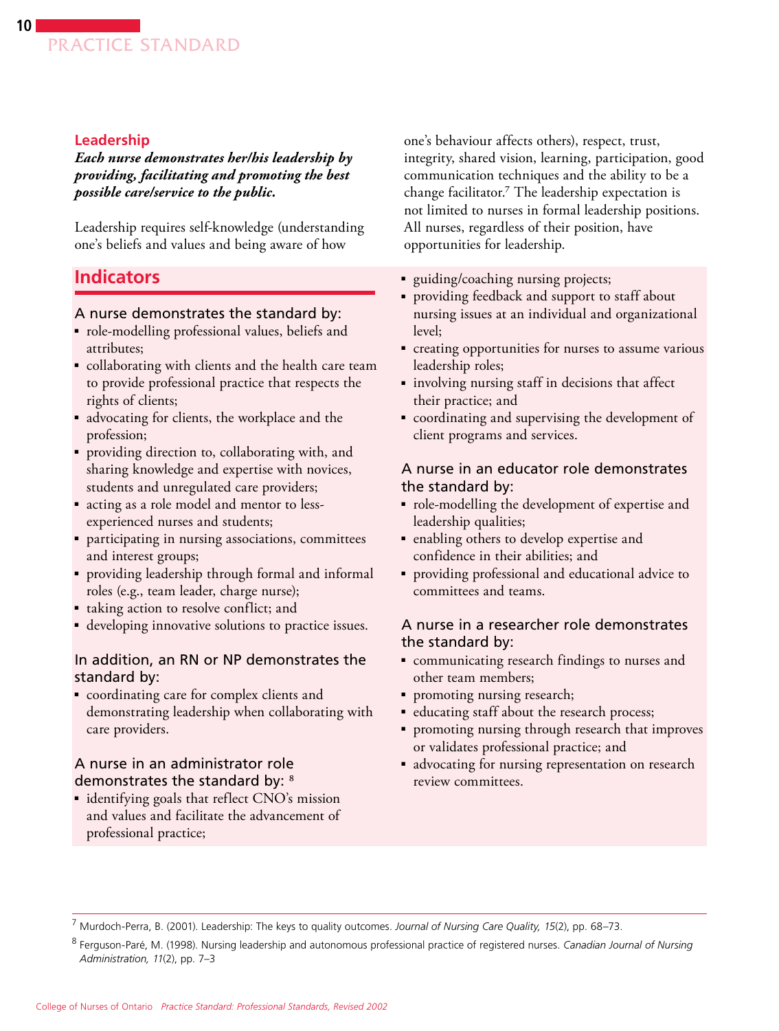## Leadership

***Each nurse demonstrates her/his leadership by providing, facilitating and promoting the best possible care/service to the public.***

Leadership requires self-knowledge (understanding one's beliefs and values and being aware of how one's behaviour affects others), respect, trust, integrity, shared vision, learning, participation, good communication techniques and the ability to be a change facilitator.[7] The leadership expectation is not limited to nurses in formal leadership positions. All nurses, regardless of their position, have opportunities for leadership.

### Indicators

A nurse demonstrates the standard by:

- role-modelling professional values, beliefs and attributes;
- collaborating with clients and the health care team to provide professional practice that respects the rights of clients;
- advocating for clients, the workplace and the profession;
- providing direction to, collaborating with, and sharing knowledge and expertise with novices, students and unregulated care providers;
- acting as a role model and mentor to less-experienced nurses and students;
- participating in nursing associations, committees and interest groups;
- providing leadership through formal and informal roles (e.g., team leader, charge nurse);
- taking action to resolve conflict; and
- developing innovative solutions to practice issues.

In addition, an RN or NP demonstrates the standard by:

- coordinating care for complex clients and demonstrating leadership when collaborating with care providers.

A nurse in an administrator role demonstrates the standard by: [8]

- identifying goals that reflect CNO's mission and values and facilitate the advancement of professional practice;
- guiding/coaching nursing projects;
- providing feedback and support to staff about nursing issues at an individual and organizational level;
- creating opportunities for nurses to assume various leadership roles;
- involving nursing staff in decisions that affect their practice; and
- coordinating and supervising the development of client programs and services.

A nurse in an educator role demonstrates the standard by:

- role-modelling the development of expertise and leadership qualities;
- enabling others to develop expertise and confidence in their abilities; and
- providing professional and educational advice to committees and teams.

A nurse in a researcher role demonstrates the standard by:

- communicating research findings to nurses and other team members;
- promoting nursing research;
- educating staff about the research process;
- promoting nursing through research that improves or validates professional practice; and
- advocating for nursing representation on research review committees.

---

[7] Murdoch-Perra, B. (2001). Leadership: The keys to quality outcomes. *Journal of Nursing Care Quality, 15*(2), pp. 68–73.

[8] Ferguson-Paré, M. (1998). Nursing leadership and autonomous professional practice of registered nurses. *Canadian Journal of Nursing Administration, 11*(2), pp. 7–3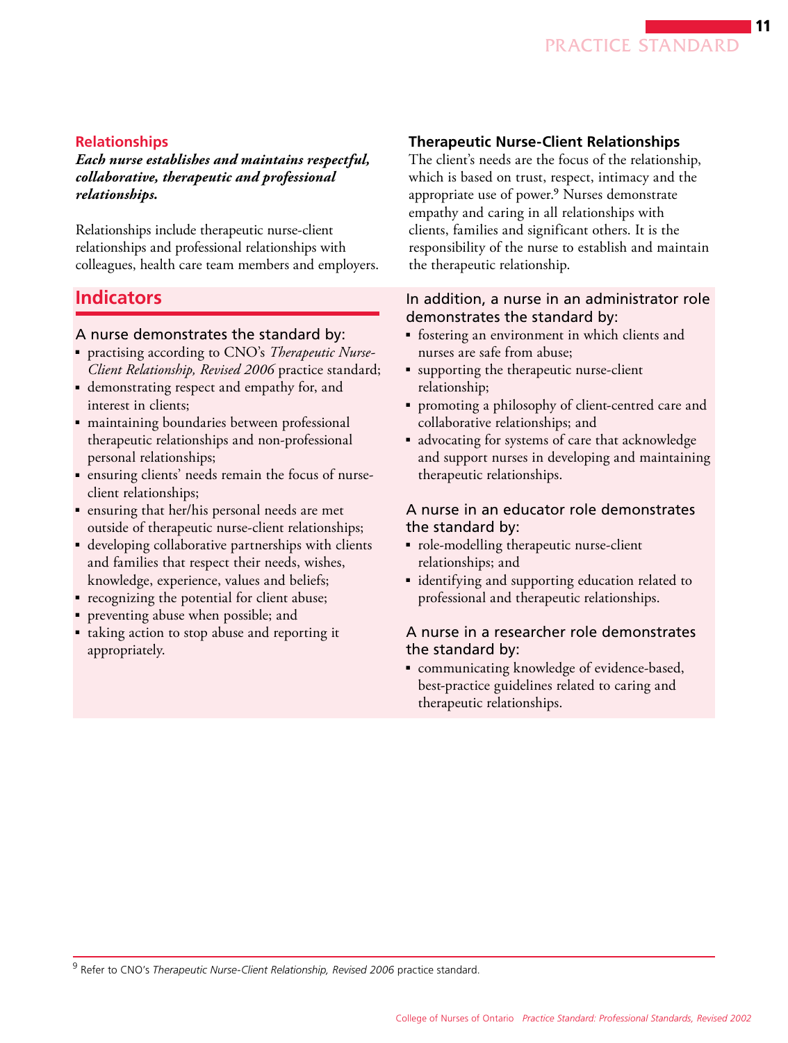## Relationships

***Each nurse establishes and maintains respectful, collaborative, therapeutic and professional relationships.***

Relationships include therapeutic nurse-client relationships and professional relationships with colleagues, health care team members and employers.

### Therapeutic Nurse-Client Relationships

The client's needs are the focus of the relationship, which is based on trust, respect, intimacy and the appropriate use of power.[9] Nurses demonstrate empathy and caring in all relationships with clients, families and significant others. It is the responsibility of the nurse to establish and maintain the therapeutic relationship.

## Indicators

A nurse demonstrates the standard by:

- practising according to CNO's *Therapeutic Nurse-Client Relationship, Revised 2006* practice standard;
- demonstrating respect and empathy for, and interest in clients;
- maintaining boundaries between professional therapeutic relationships and non-professional personal relationships;
- ensuring clients' needs remain the focus of nurse-client relationships;
- ensuring that her/his personal needs are met outside of therapeutic nurse-client relationships;
- developing collaborative partnerships with clients and families that respect their needs, wishes, knowledge, experience, values and beliefs;
- recognizing the potential for client abuse;
- preventing abuse when possible; and
- taking action to stop abuse and reporting it appropriately.

In addition, a nurse in an administrator role demonstrates the standard by:

- fostering an environment in which clients and nurses are safe from abuse;
- supporting the therapeutic nurse-client relationship;
- promoting a philosophy of client-centred care and collaborative relationships; and
- advocating for systems of care that acknowledge and support nurses in developing and maintaining therapeutic relationships.

A nurse in an educator role demonstrates the standard by:

- role-modelling therapeutic nurse-client relationships; and
- identifying and supporting education related to professional and therapeutic relationships.

A nurse in a researcher role demonstrates the standard by:

- communicating knowledge of evidence-based, best-practice guidelines related to caring and therapeutic relationships.

---

[9] Refer to CNO's *Therapeutic Nurse-Client Relationship, Revised 2006* practice standard.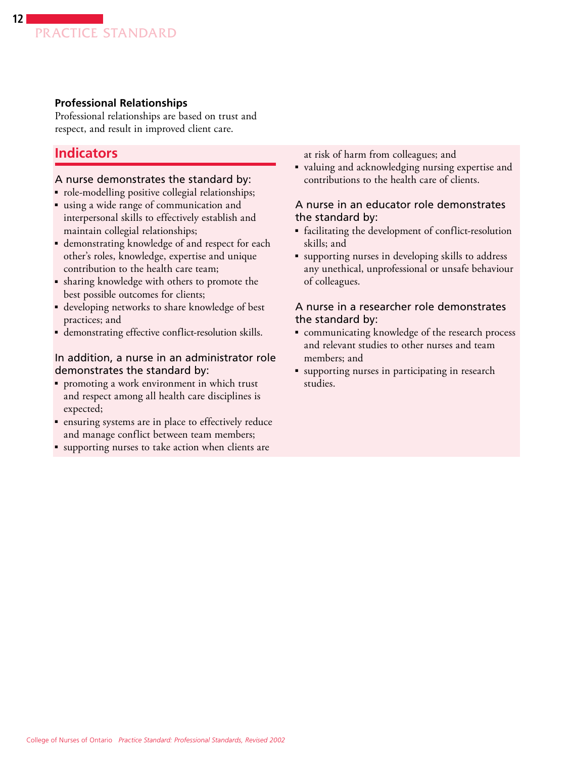### Professional Relationships

Professional relationships are based on trust and respect, and result in improved client care.

## Indicators

A nurse demonstrates the standard by:

- role-modelling positive collegial relationships;
- using a wide range of communication and interpersonal skills to effectively establish and maintain collegial relationships;
- demonstrating knowledge of and respect for each other's roles, knowledge, expertise and unique contribution to the health care team;
- sharing knowledge with others to promote the best possible outcomes for clients;
- developing networks to share knowledge of best practices; and
- demonstrating effective conflict-resolution skills.

In addition, a nurse in an administrator role demonstrates the standard by:

- promoting a work environment in which trust and respect among all health care disciplines is expected;
- ensuring systems are in place to effectively reduce and manage conflict between team members;
- supporting nurses to take action when clients are at risk of harm from colleagues; and
- valuing and acknowledging nursing expertise and contributions to the health care of clients.

A nurse in an educator role demonstrates the standard by:

- facilitating the development of conflict-resolution skills; and
- supporting nurses in developing skills to address any unethical, unprofessional or unsafe behaviour of colleagues.

A nurse in a researcher role demonstrates the standard by:

- communicating knowledge of the research process and relevant studies to other nurses and team members; and
- supporting nurses in participating in research studies.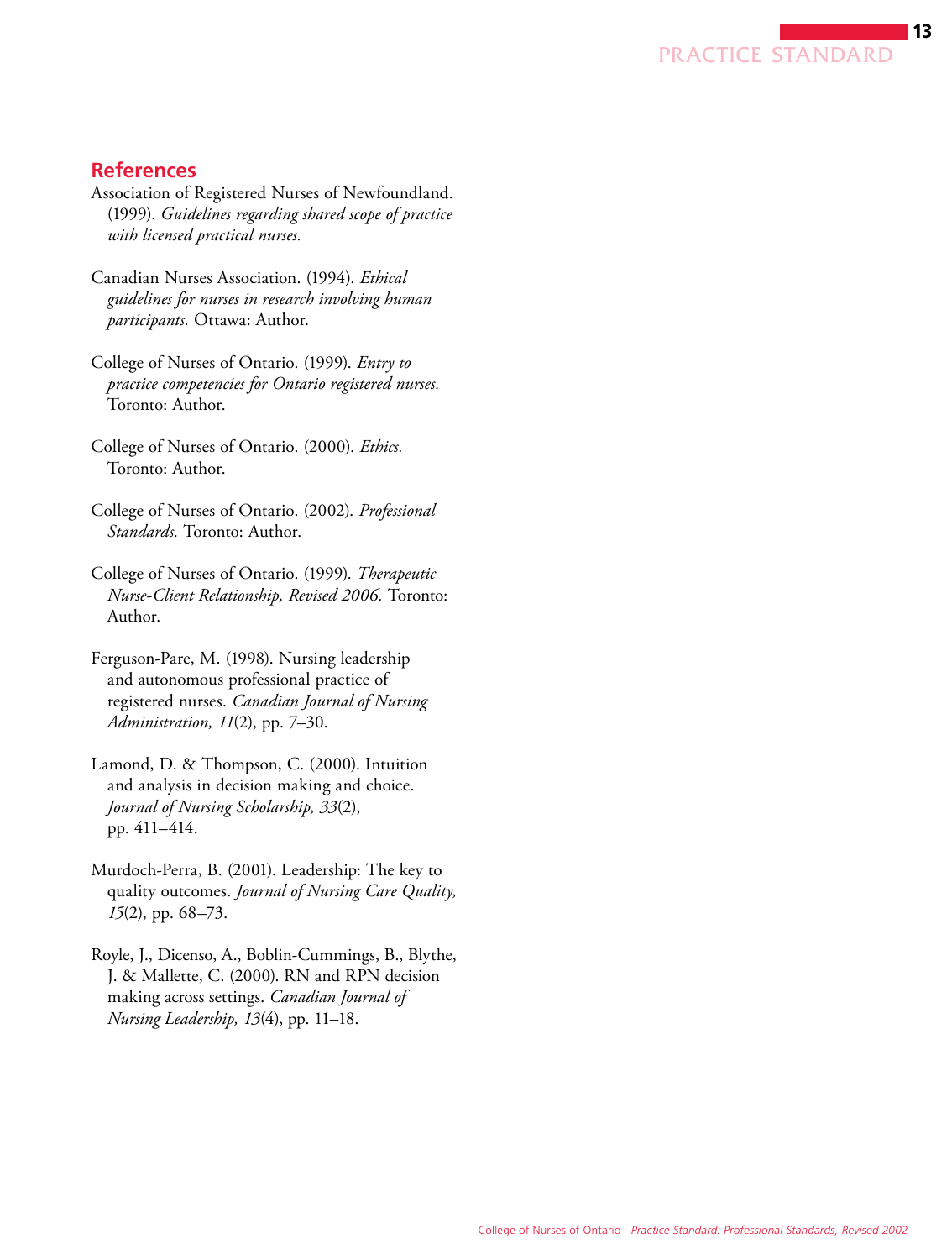## References

Association of Registered Nurses of Newfoundland. (1999). *Guidelines regarding shared scope of practice with licensed practical nurses.*

Canadian Nurses Association. (1994). *Ethical guidelines for nurses in research involving human participants.* Ottawa: Author.

College of Nurses of Ontario. (1999). *Entry to practice competencies for Ontario registered nurses.* Toronto: Author.

College of Nurses of Ontario. (2000). *Ethics.* Toronto: Author.

College of Nurses of Ontario. (2002). *Professional Standards.* Toronto: Author.

College of Nurses of Ontario. (1999). *Therapeutic Nurse-Client Relationship, Revised 2006.* Toronto: Author.

Ferguson-Pare, M. (1998). Nursing leadership and autonomous professional practice of registered nurses. *Canadian Journal of Nursing Administration, 11*(2), pp. 7–30.

Lamond, D. & Thompson, C. (2000). Intuition and analysis in decision making and choice. *Journal of Nursing Scholarship, 33*(2), pp. 411–414.

Murdoch-Perra, B. (2001). Leadership: The key to quality outcomes. *Journal of Nursing Care Quality, 15*(2), pp. 68–73.

Royle, J., Dicenso, A., Boblin-Cummings, B., Blythe, J. & Mallette, C. (2000). RN and RPN decision making across settings. *Canadian Journal of Nursing Leadership, 13*(4), pp. 11–18.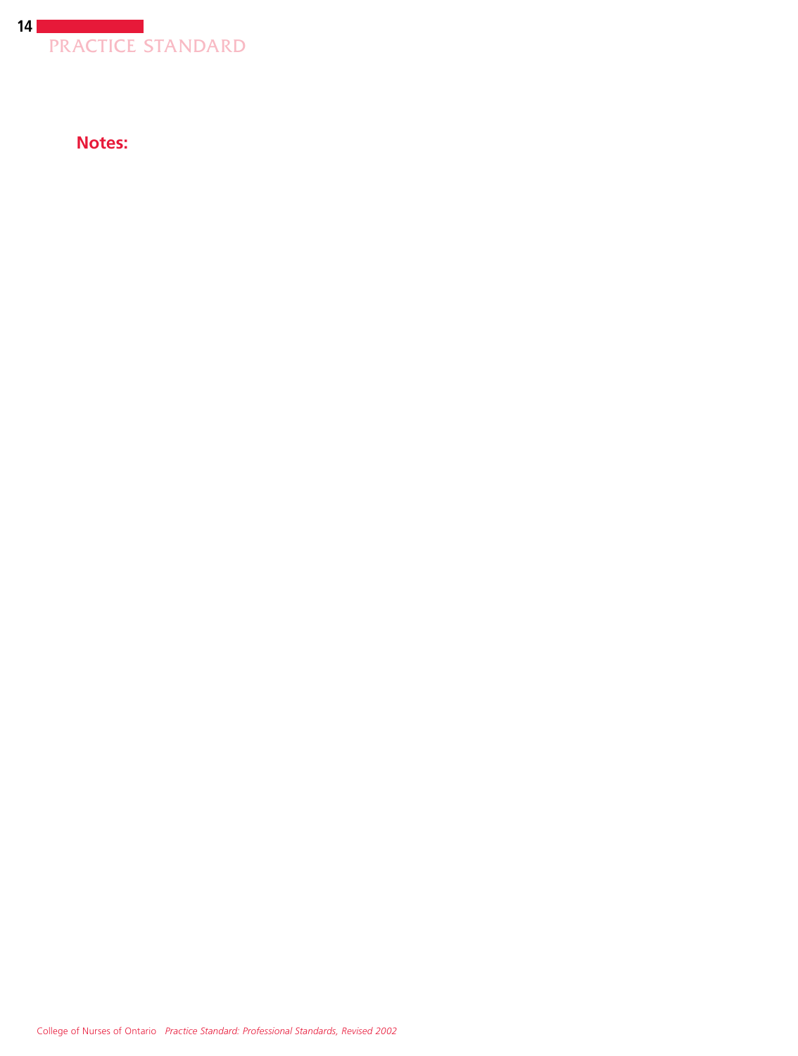**Notes:**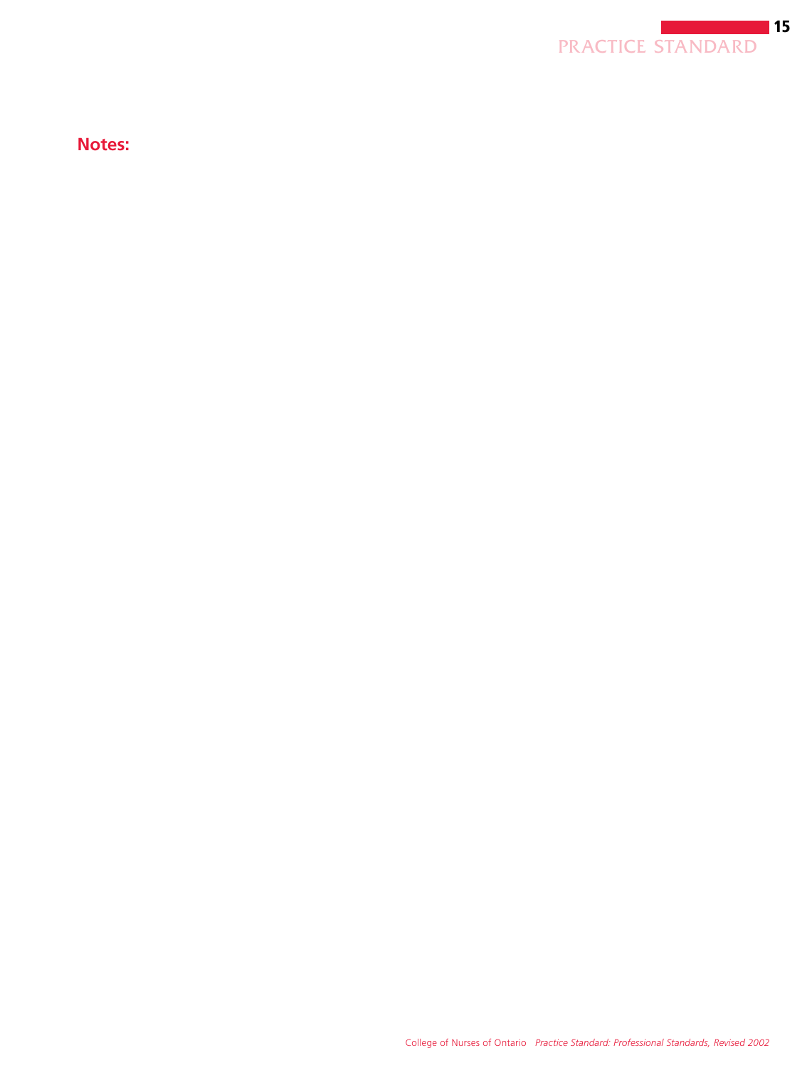**Notes:**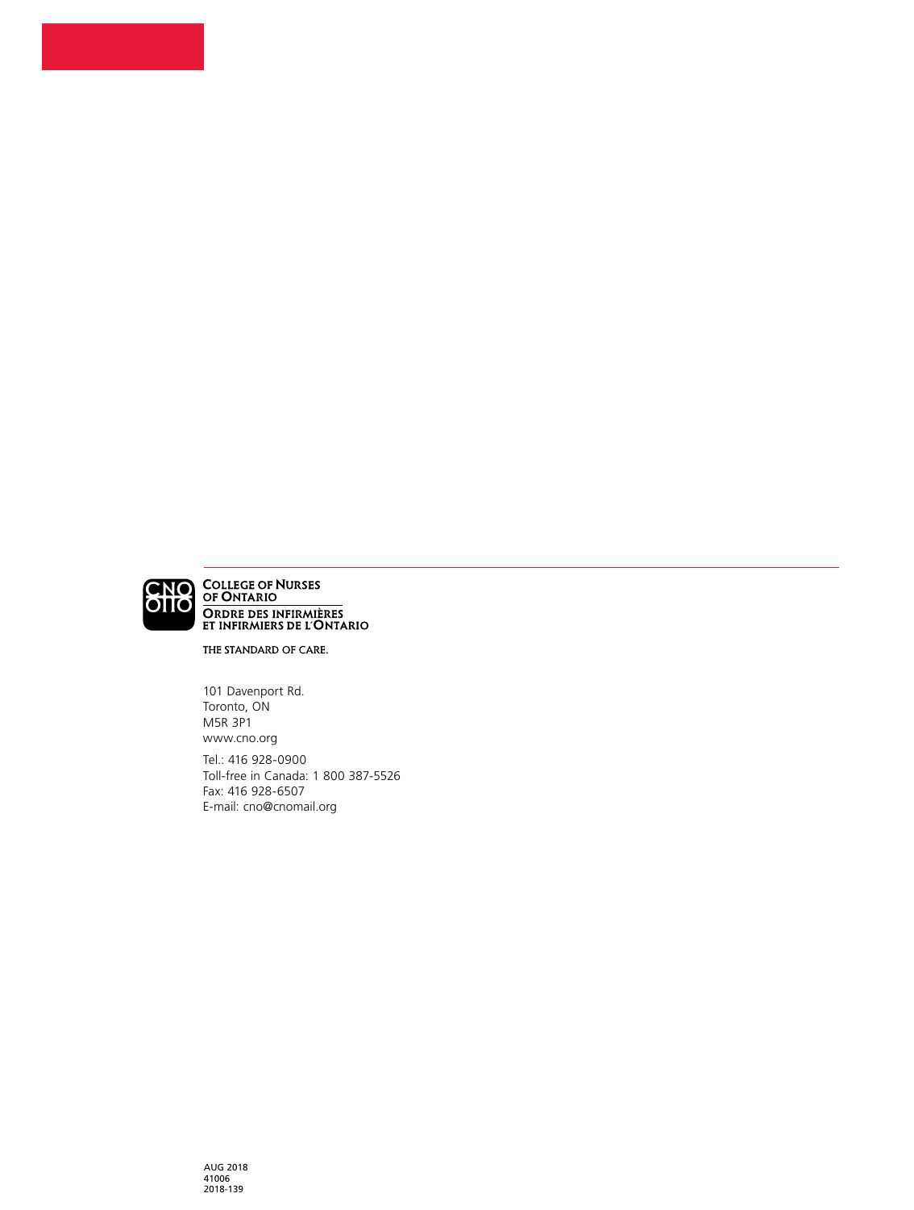College of Nurses of Ontario

Ordre des infirmières et infirmiers de l'Ontario

THE STANDARD OF CARE.

101 Davenport Rd.
Toronto, ON
M5R 3P1
www.cno.org

Tel.: 416 928-0900
Toll-free in Canada: 1 800 387-5526
Fax: 416 928-6507
E-mail: cno@cnomail.org

AUG 2018
41006
2018-139